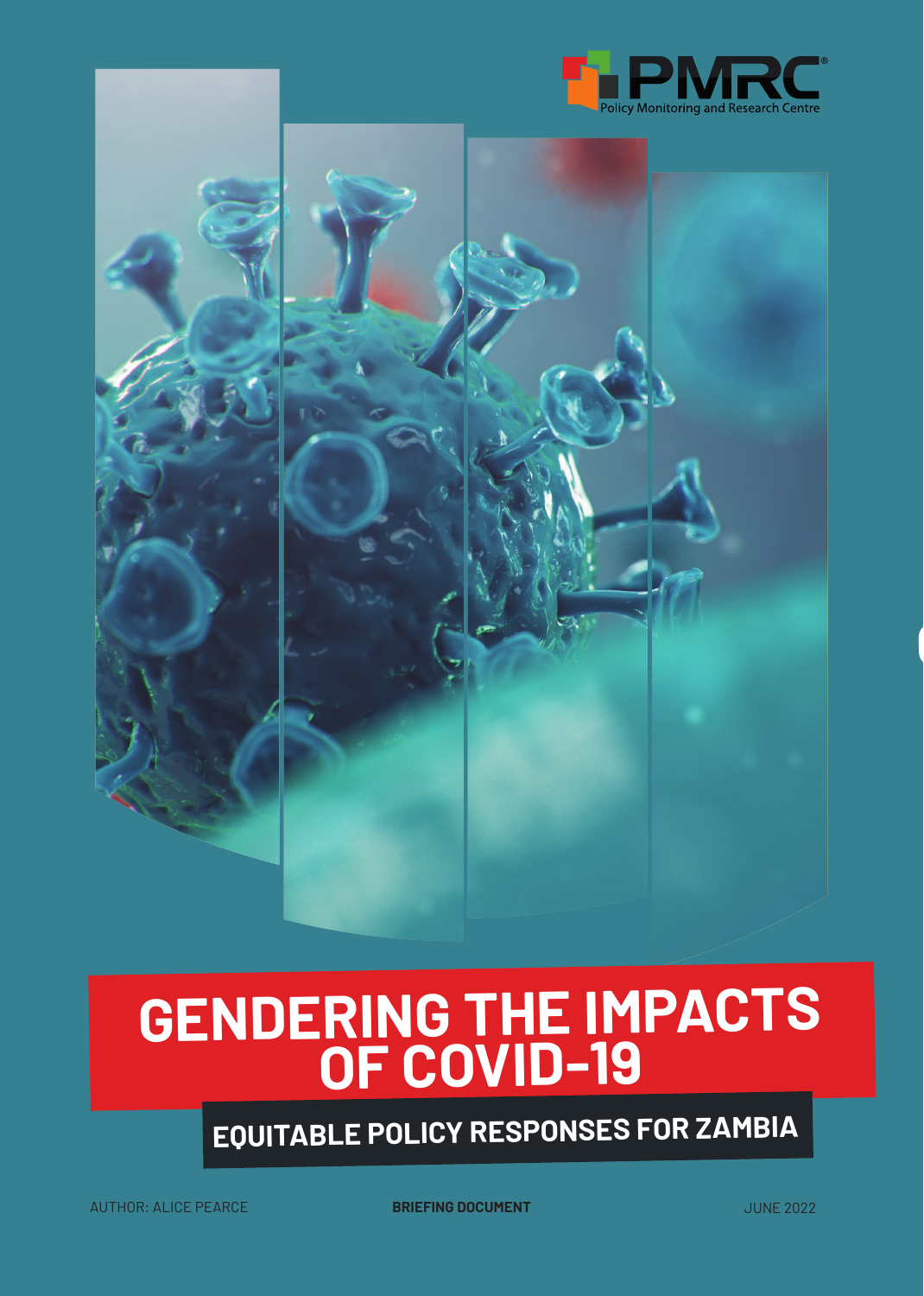PMRC
Policy Monitoring and Research Centre

# GENDERING THE IMPACTS OF COVID-19

## EQUITABLE POLICY RESPONSES FOR ZAMBIA

AUTHOR: ALICE PEARCE

**BRIEFING DOCUMENT**

JUNE 2022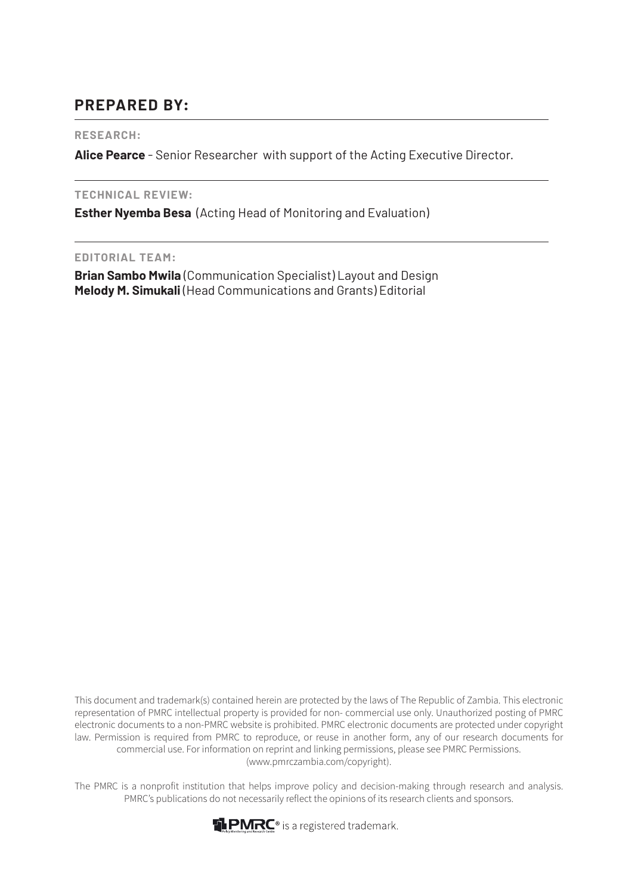## PREPARED BY:

**RESEARCH:**

**Alice Pearce** - Senior Researcher with support of the Acting Executive Director.

**TECHNICAL REVIEW:**

**Esther Nyemba Besa** (Acting Head of Monitoring and Evaluation)

**EDITORIAL TEAM:**

**Brian Sambo Mwila** (Communication Specialist) Layout and Design
**Melody M. Simukali** (Head Communications and Grants) Editorial

This document and trademark(s) contained herein are protected by the laws of The Republic of Zambia. This electronic representation of PMRC intellectual property is provided for non- commercial use only. Unauthorized posting of PMRC electronic documents to a non-PMRC website is prohibited. PMRC electronic documents are protected under copyright law. Permission is required from PMRC to reproduce, or reuse in another form, any of our research documents for commercial use. For information on reprint and linking permissions, please see PMRC Permissions. (www.pmrczambia.com/copyright).

The PMRC is a nonprofit institution that helps improve policy and decision-making through research and analysis. PMRC's publications do not necessarily reflect the opinions of its research clients and sponsors.

PMRC® is a registered trademark.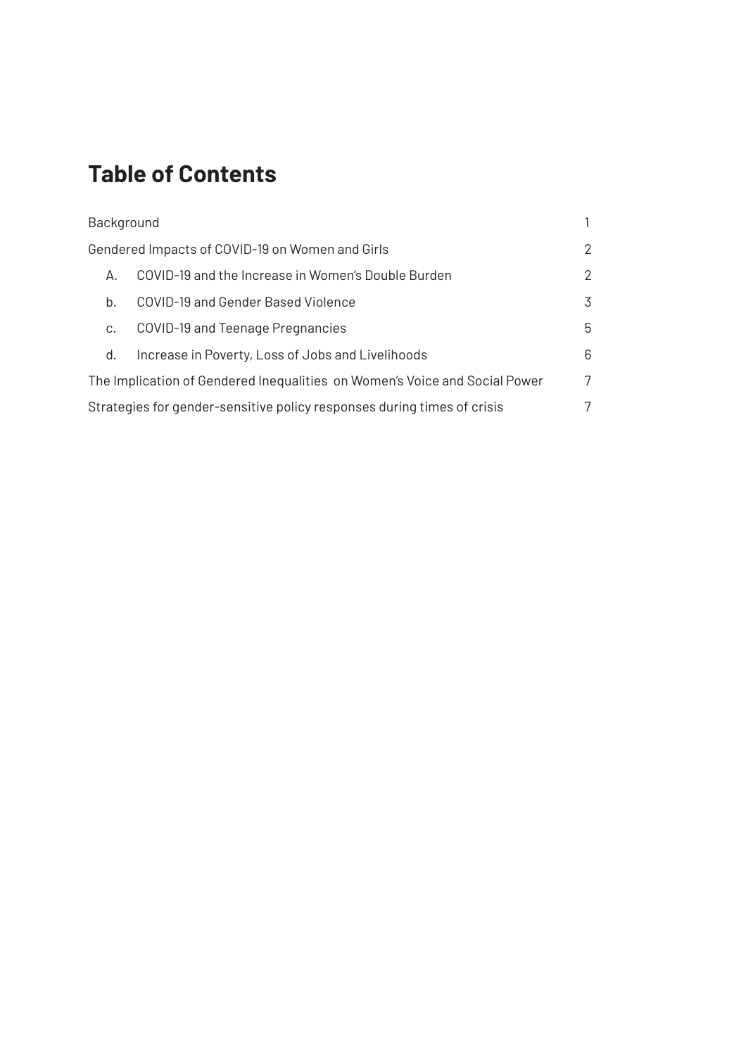# Table of Contents

| | |
|---|---|
| Background | 1 |
| Gendered Impacts of COVID-19 on Women and Girls | 2 |
| A. COVID-19 and the Increase in Women's Double Burden | 2 |
| b. COVID-19 and Gender Based Violence | 3 |
| c. COVID-19 and Teenage Pregnancies | 5 |
| d. Increase in Poverty, Loss of Jobs and Livelihoods | 6 |
| The Implication of Gendered Inequalities on Women's Voice and Social Power | 7 |
| Strategies for gender-sensitive policy responses during times of crisis | 7 |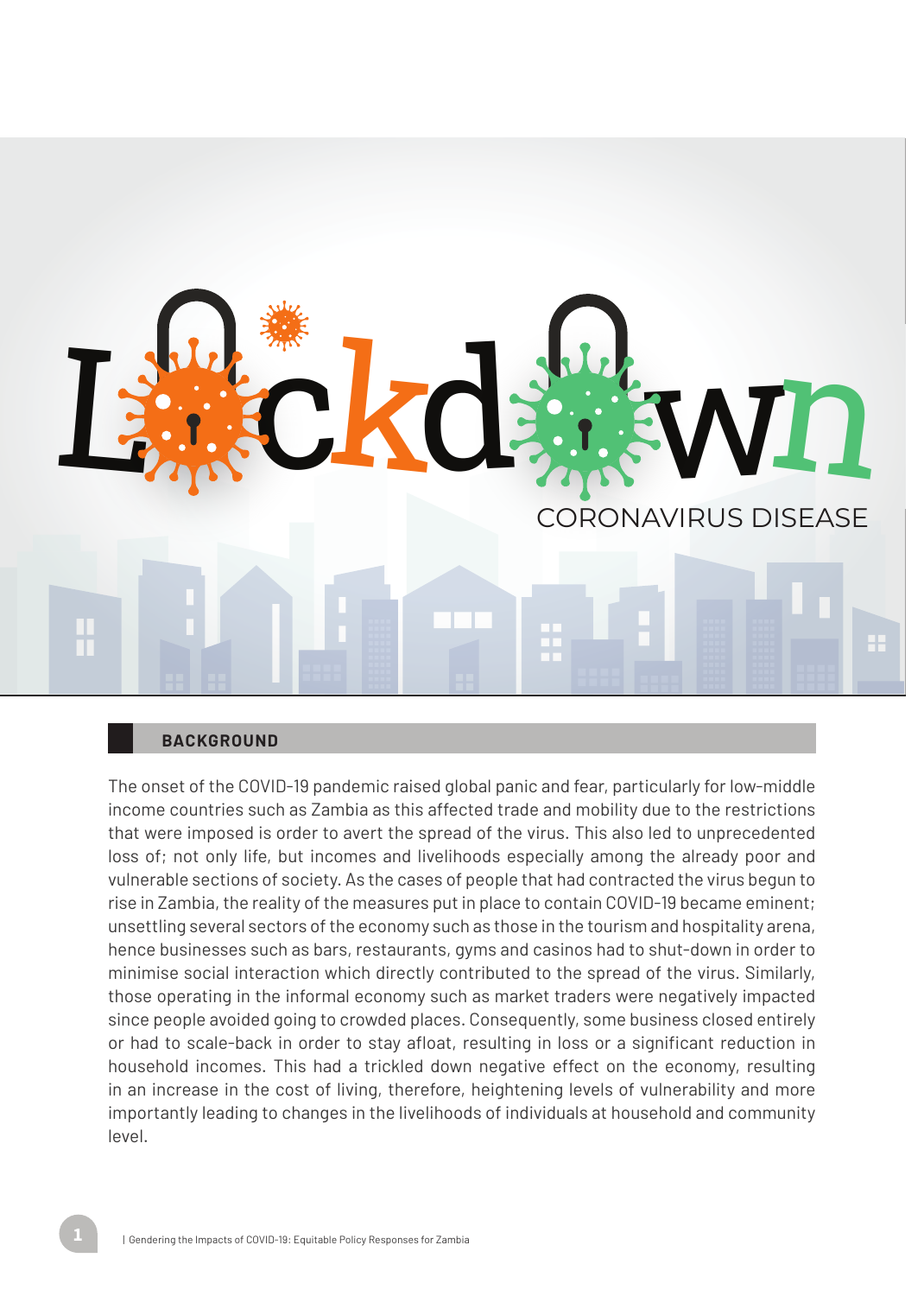# Lockdown

CORONAVIRUS DISEASE

## BACKGROUND

The onset of the COVID-19 pandemic raised global panic and fear, particularly for low-middle income countries such as Zambia as this affected trade and mobility due to the restrictions that were imposed is order to avert the spread of the virus. This also led to unprecedented loss of; not only life, but incomes and livelihoods especially among the already poor and vulnerable sections of society. As the cases of people that had contracted the virus begun to rise in Zambia, the reality of the measures put in place to contain COVID-19 became eminent; unsettling several sectors of the economy such as those in the tourism and hospitality arena, hence businesses such as bars, restaurants, gyms and casinos had to shut-down in order to minimise social interaction which directly contributed to the spread of the virus. Similarly, those operating in the informal economy such as market traders were negatively impacted since people avoided going to crowded places. Consequently, some business closed entirely or had to scale-back in order to stay afloat, resulting in loss or a significant reduction in household incomes. This had a trickled down negative effect on the economy, resulting in an increase in the cost of living, therefore, heightening levels of vulnerability and more importantly leading to changes in the livelihoods of individuals at household and community level.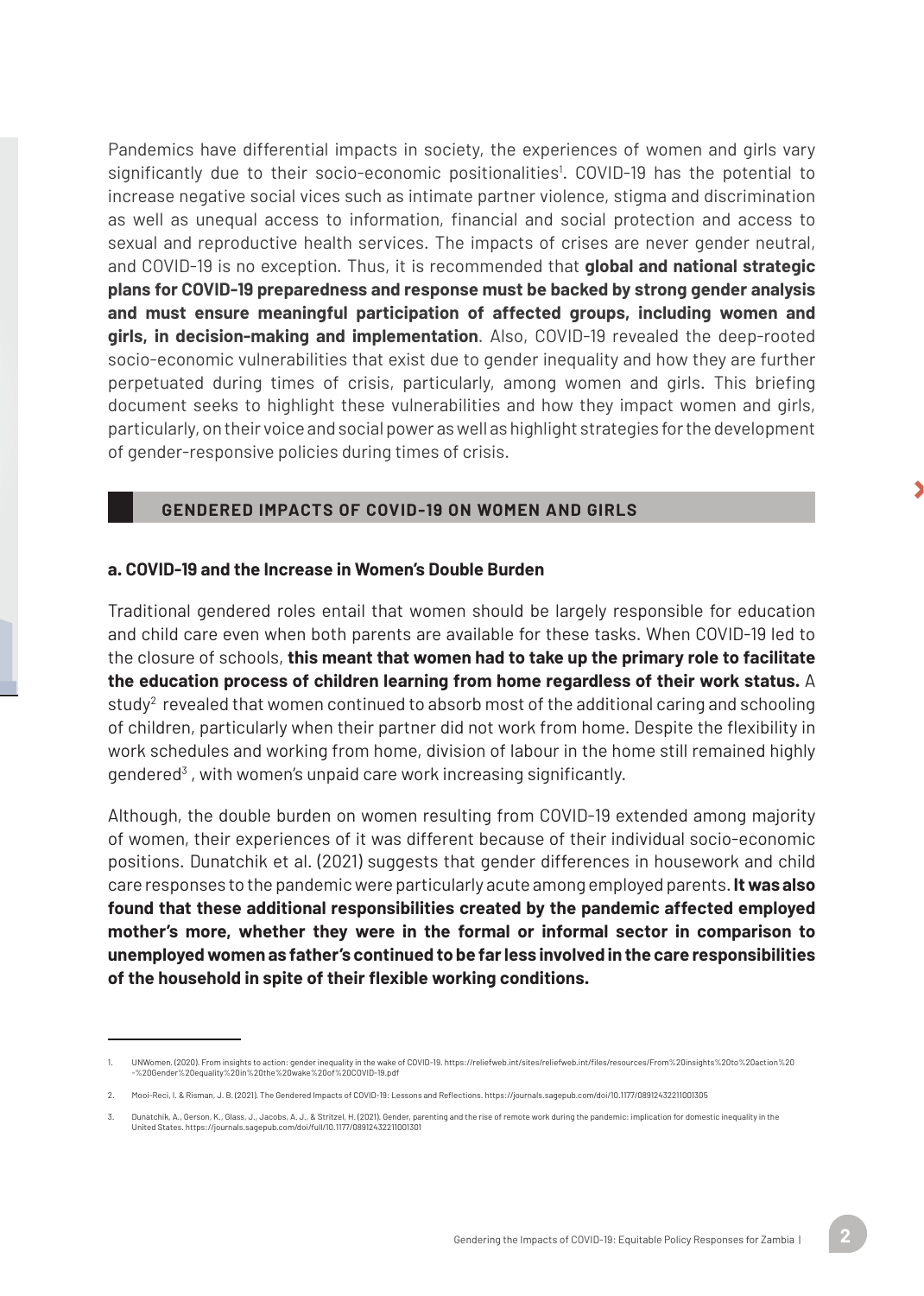Pandemics have differential impacts in society, the experiences of women and girls vary significantly due to their socio-economic positionalities[1]. COVID-19 has the potential to increase negative social vices such as intimate partner violence, stigma and discrimination as well as unequal access to information, financial and social protection and access to sexual and reproductive health services. The impacts of crises are never gender neutral, and COVID-19 is no exception. Thus, it is recommended that **global and national strategic plans for COVID-19 preparedness and response must be backed by strong gender analysis and must ensure meaningful participation of affected groups, including women and girls, in decision-making and implementation**. Also, COVID-19 revealed the deep-rooted socio-economic vulnerabilities that exist due to gender inequality and how they are further perpetuated during times of crisis, particularly, among women and girls. This briefing document seeks to highlight these vulnerabilities and how they impact women and girls, particularly, on their voice and social power as well as highlight strategies for the development of gender-responsive policies during times of crisis.

## GENDERED IMPACTS OF COVID-19 ON WOMEN AND GIRLS

### a. COVID-19 and the Increase in Women's Double Burden

Traditional gendered roles entail that women should be largely responsible for education and child care even when both parents are available for these tasks. When COVID-19 led to the closure of schools, **this meant that women had to take up the primary role to facilitate the education process of children learning from home regardless of their work status.** A study[2] revealed that women continued to absorb most of the additional caring and schooling of children, particularly when their partner did not work from home. Despite the flexibility in work schedules and working from home, division of labour in the home still remained highly gendered[3] , with women's unpaid care work increasing significantly.

Although, the double burden on women resulting from COVID-19 extended among majority of women, their experiences of it was different because of their individual socio-economic positions. Dunatchik et al. (2021) suggests that gender differences in housework and child care responses to the pandemic were particularly acute among employed parents. **It was also found that these additional responsibilities created by the pandemic affected employed mother's more, whether they were in the formal or informal sector in comparison to unemployed women as father's continued to be far less involved in the care responsibilities of the household in spite of their flexible working conditions.**

---

1. UNWomen. (2020). From insights to action: gender inequality in the wake of COVID-19. https://reliefweb.int/sites/reliefweb.int/files/resources/From%20insights%20to%20action%20-%20Gender%20equality%20in%20the%20wake%20of%20COVID-19.pdf

2. Mooi-Reci, I. & Risman, J. B. (2021). The Gendered Impacts of COVID-19: Lessons and Reflections. https://journals.sagepub.com/doi/10.1177/08912432211001305

3. Dunatchik, A., Gerson, K., Glass, J., Jacobs, A. J., & Stritzel, H. (2021). Gender, parenting and the rise of remote work during the pandemic: implication for domestic inequality in the United States. https://journals.sagepub.com/doi/full/10.1177/08912432211001301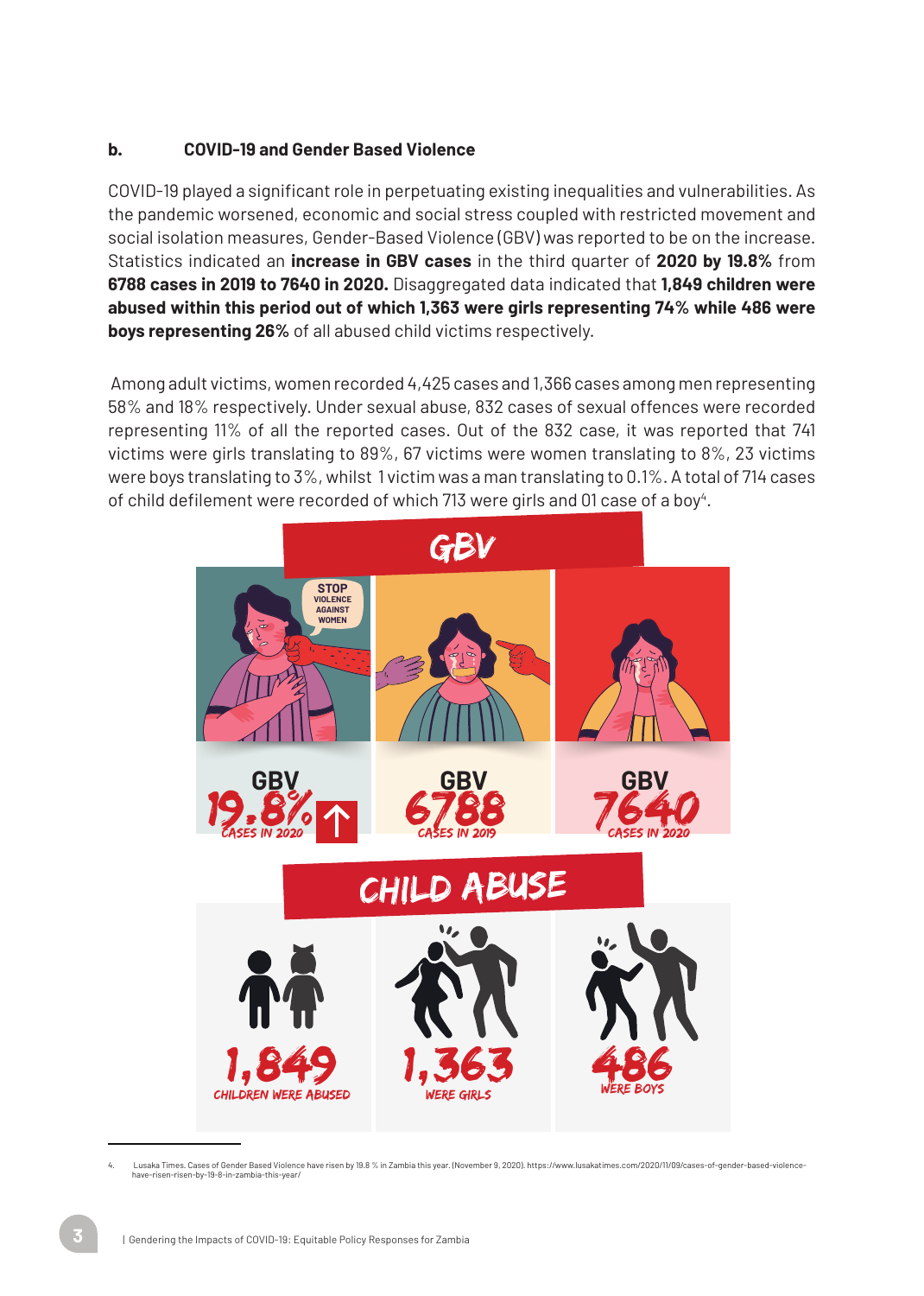### b. COVID-19 and Gender Based Violence

COVID-19 played a significant role in perpetuating existing inequalities and vulnerabilities. As the pandemic worsened, economic and social stress coupled with restricted movement and social isolation measures, Gender-Based Violence (GBV) was reported to be on the increase. Statistics indicated an **increase in GBV cases** in the third quarter of **2020 by 19.8%** from **6788 cases in 2019 to 7640 in 2020.** Disaggregated data indicated that **1,849 children were abused within this period out of which 1,363 were girls representing 74% while 486 were boys representing 26%** of all abused child victims respectively.

Among adult victims, women recorded 4,425 cases and 1,366 cases among men representing 58% and 18% respectively. Under sexual abuse, 832 cases of sexual offences were recorded representing 11% of all the reported cases. Out of the 832 case, it was reported that 741 victims were girls translating to 89%, 67 victims were women translating to 8%, 23 victims were boys translating to 3%, whilst 1 victim was a man translating to 0.1%. A total of 714 cases of child defilement were recorded of which 713 were girls and 01 case of a boy[4].

GBV

STOP VIOLENCE AGAINST WOMEN

GBV 19.8% ↑ CASES IN 2020

GBV 6788 CASES IN 2019

GBV 7640 CASES IN 2020

CHILD ABUSE

1,849 CHILDREN WERE ABUSED

1,363 WERE GIRLS

486 WERE BOYS

---

4. Lusaka Times. Cases of Gender Based Violence have risen by 19.8 % in Zambia this year. (November 9, 2020). https://www.lusakatimes.com/2020/11/09/cases-of-gender-based-violence-have-risen-risen-by-19-8-in-zambia-this-year/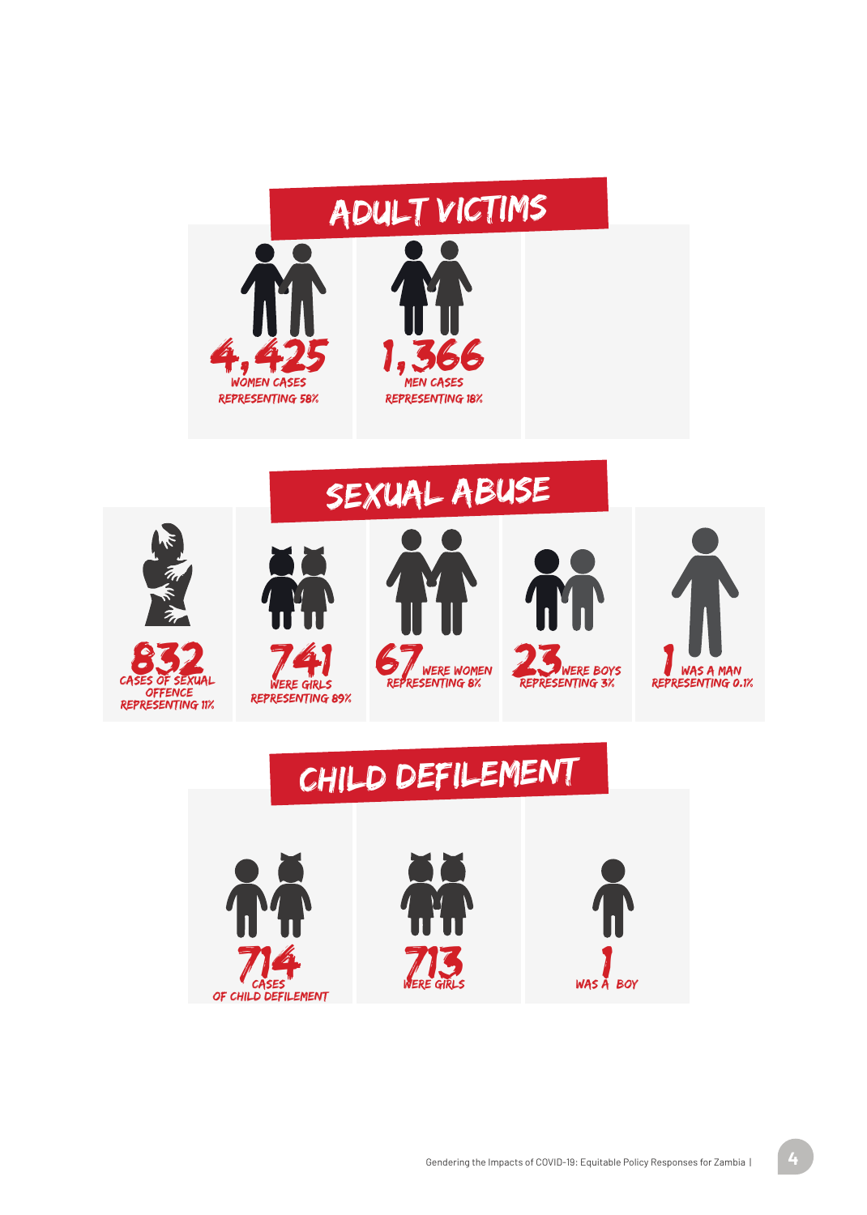## ADULT VICTIMS

**4,425** WOMEN CASES REPRESENTING 58%

**1,366** MEN CASES REPRESENTING 18%

## SEXUAL ABUSE

**832** CASES OF SEXUAL OFFENCE REPRESENTING 11%

**741** WERE GIRLS REPRESENTING 89%

**67** WERE WOMEN REPRESENTING 8%

**23** WERE BOYS REPRESENTING 3%

**1** WAS A MAN REPRESENTING 0.1%

## CHILD DEFILEMENT

**714** CASES OF CHILD DEFILEMENT

**713** WERE GIRLS

**1** WAS A BOY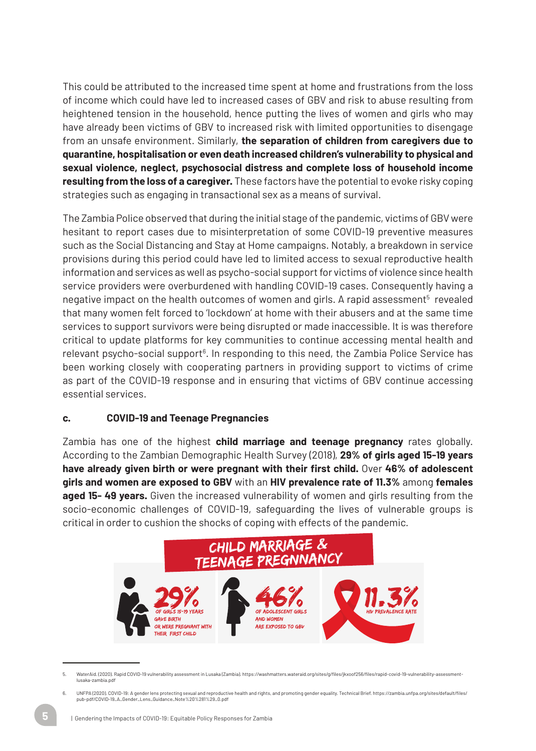This could be attributed to the increased time spent at home and frustrations from the loss of income which could have led to increased cases of GBV and risk to abuse resulting from heightened tension in the household, hence putting the lives of women and girls who may have already been victims of GBV to increased risk with limited opportunities to disengage from an unsafe environment. Similarly, **the separation of children from caregivers due to quarantine, hospitalisation or even death increased children's vulnerability to physical and sexual violence, neglect, psychosocial distress and complete loss of household income resulting from the loss of a caregiver.** These factors have the potential to evoke risky coping strategies such as engaging in transactional sex as a means of survival.

The Zambia Police observed that during the initial stage of the pandemic, victims of GBV were hesitant to report cases due to misinterpretation of some COVID-19 preventive measures such as the Social Distancing and Stay at Home campaigns. Notably, a breakdown in service provisions during this period could have led to limited access to sexual reproductive health information and services as well as psycho-social support for victims of violence since health service providers were overburdened with handling COVID-19 cases. Consequently having a negative impact on the health outcomes of women and girls. A rapid assessment[5] revealed that many women felt forced to 'lockdown' at home with their abusers and at the same time services to support survivors were being disrupted or made inaccessible. It is was therefore critical to update platforms for key communities to continue accessing mental health and relevant psycho-social support[6]. In responding to this need, the Zambia Police Service has been working closely with cooperating partners in providing support to victims of crime as part of the COVID-19 response and in ensuring that victims of GBV continue accessing essential services.

### c. COVID-19 and Teenage Pregnancies

Zambia has one of the highest **child marriage and teenage pregnancy** rates globally. According to the Zambian Demographic Health Survey (2018), **29% of girls aged 15-19 years have already given birth or were pregnant with their first child.** Over **46% of adolescent girls and women are exposed to GBV** with an **HIV prevalence rate of 11.3%** among **females aged 15- 49 years.** Given the increased vulnerability of women and girls resulting from the socio-economic challenges of COVID-19, safeguarding the lives of vulnerable groups is critical in order to cushion the shocks of coping with effects of the pandemic.

CHILD MARRIAGE & TEENAGE PREGNNANCY

29% OF GIRLS 15-19 YEARS GAVE BIRTH OR WERE PREGNANT WITH THEIR FIRST CHILD

46% OF ADOLESCENT GIRLS AND WOMEN ARE EXPOSED TO GBV

11.3% HIV PREVALENCE RATE

---

5. WaterAid. (2020). Rapid COVID-19 vulnerability assessment in Lusaka (Zambia). https://washmatters.wateraid.org/sites/g/files/jkxoof256/files/rapid-covid-19-vulnerability-assessment-lusaka-zambia.pdf

6. UNFPA (2020). COVID-19: A gender lens protecting sexual and reproductive health and rights, and promoting gender equality. Technical Brief. https://zambia.unfpa.org/sites/default/files/pub-pdf/COVID-19_A_Gender_Lens_Guidance_Note%20%281%29_0.pdf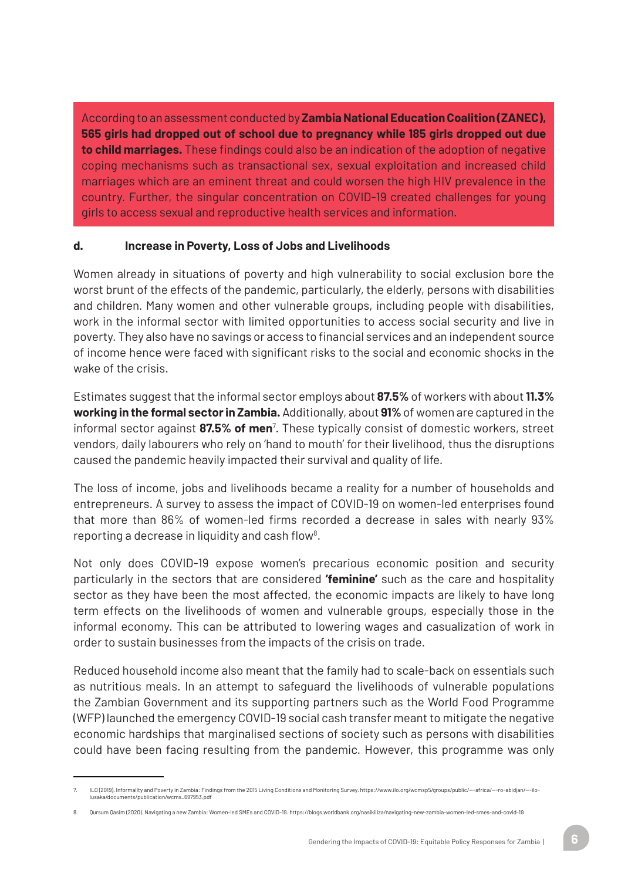According to an assessment conducted by **Zambia National Education Coalition (ZANEC), 565 girls had dropped out of school due to pregnancy while 185 girls dropped out due to child marriages.** These findings could also be an indication of the adoption of negative coping mechanisms such as transactional sex, sexual exploitation and increased child marriages which are an eminent threat and could worsen the high HIV prevalence in the country. Further, the singular concentration on COVID-19 created challenges for young girls to access sexual and reproductive health services and information.

### d. Increase in Poverty, Loss of Jobs and Livelihoods

Women already in situations of poverty and high vulnerability to social exclusion bore the worst brunt of the effects of the pandemic, particularly, the elderly, persons with disabilities and children. Many women and other vulnerable groups, including people with disabilities, work in the informal sector with limited opportunities to access social security and live in poverty. They also have no savings or access to financial services and an independent source of income hence were faced with significant risks to the social and economic shocks in the wake of the crisis.

Estimates suggest that the informal sector employs about **87.5%** of workers with about **11.3% working in the formal sector in Zambia.** Additionally, about **91%** of women are captured in the informal sector against **87.5% of men**[7]. These typically consist of domestic workers, street vendors, daily labourers who rely on 'hand to mouth' for their livelihood, thus the disruptions caused the pandemic heavily impacted their survival and quality of life.

The loss of income, jobs and livelihoods became a reality for a number of households and entrepreneurs. A survey to assess the impact of COVID-19 on women-led enterprises found that more than 86% of women-led firms recorded a decrease in sales with nearly 93% reporting a decrease in liquidity and cash flow[8].

Not only does COVID-19 expose women's precarious economic position and security particularly in the sectors that are considered **'feminine'** such as the care and hospitality sector as they have been the most affected, the economic impacts are likely to have long term effects on the livelihoods of women and vulnerable groups, especially those in the informal economy. This can be attributed to lowering wages and casualization of work in order to sustain businesses from the impacts of the crisis on trade.

Reduced household income also meant that the family had to scale-back on essentials such as nutritious meals. In an attempt to safeguard the livelihoods of vulnerable populations the Zambian Government and its supporting partners such as the World Food Programme (WFP) launched the emergency COVID-19 social cash transfer meant to mitigate the negative economic hardships that marginalised sections of society such as persons with disabilities could have been facing resulting from the pandemic. However, this programme was only

---

7. ILO (2019). Informality and Poverty in Zambia: Findings from the 2015 Living Conditions and Monitoring Survey. https://www.ilo.org/wcmsp5/groups/public/---africa/---ro-abidjan/---ilo-lusaka/documents/publication/wcms_697953.pdf

8. Qursum Qasim (2020). Navigating a new Zambia: Women-led SMEs and COVID-19. https://blogs.worldbank.org/nasikiliza/navigating-new-zambia-women-led-smes-and-covid-19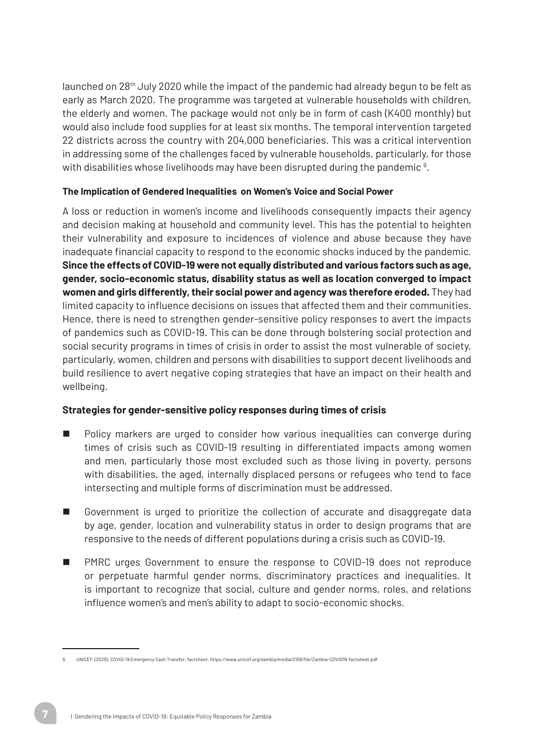launched on 28th July 2020 while the impact of the pandemic had already begun to be felt as early as March 2020. The programme was targeted at vulnerable households with children, the elderly and women. The package would not only be in form of cash (K400 monthly) but would also include food supplies for at least six months. The temporal intervention targeted 22 districts across the country with 204,000 beneficiaries. This was a critical intervention in addressing some of the challenges faced by vulnerable households, particularly, for those with disabilities whose livelihoods may have been disrupted during the pandemic [9].

**The Implication of Gendered Inequalities on Women's Voice and Social Power**

A loss or reduction in women's income and livelihoods consequently impacts their agency and decision making at household and community level. This has the potential to heighten their vulnerability and exposure to incidences of violence and abuse because they have inadequate financial capacity to respond to the economic shocks induced by the pandemic. **Since the effects of COVID-19 were not equally distributed and various factors such as age, gender, socio-economic status, disability status as well as location converged to impact women and girls differently, their social power and agency was therefore eroded.** They had limited capacity to influence decisions on issues that affected them and their communities. Hence, there is need to strengthen gender-sensitive policy responses to avert the impacts of pandemics such as COVID-19. This can be done through bolstering social protection and social security programs in times of crisis in order to assist the most vulnerable of society, particularly, women, children and persons with disabilities to support decent livelihoods and build resilience to avert negative coping strategies that have an impact on their health and wellbeing.

**Strategies for gender-sensitive policy responses during times of crisis**

- Policy markers are urged to consider how various inequalities can converge during times of crisis such as COVID-19 resulting in differentiated impacts among women and men, particularly those most excluded such as those living in poverty, persons with disabilities, the aged, internally displaced persons or refugees who tend to face intersecting and multiple forms of discrimination must be addressed.
- Government is urged to prioritize the collection of accurate and disaggregate data by age, gender, location and vulnerability status in order to design programs that are responsive to the needs of different populations during a crisis such as COVID-19.
- PMRC urges Government to ensure the response to COVID-19 does not reproduce or perpetuate harmful gender norms, discriminatory practices and inequalities. It is important to recognize that social, culture and gender norms, roles, and relations influence women's and men's ability to adapt to socio-economic shocks.

---

9. UNICEF. (2020). COVID-19 Emergency Cash Transfer: factsheet. https://www.unicef.org/zambia/media/2106/file/Zambia-COVID19-factsheet.pdf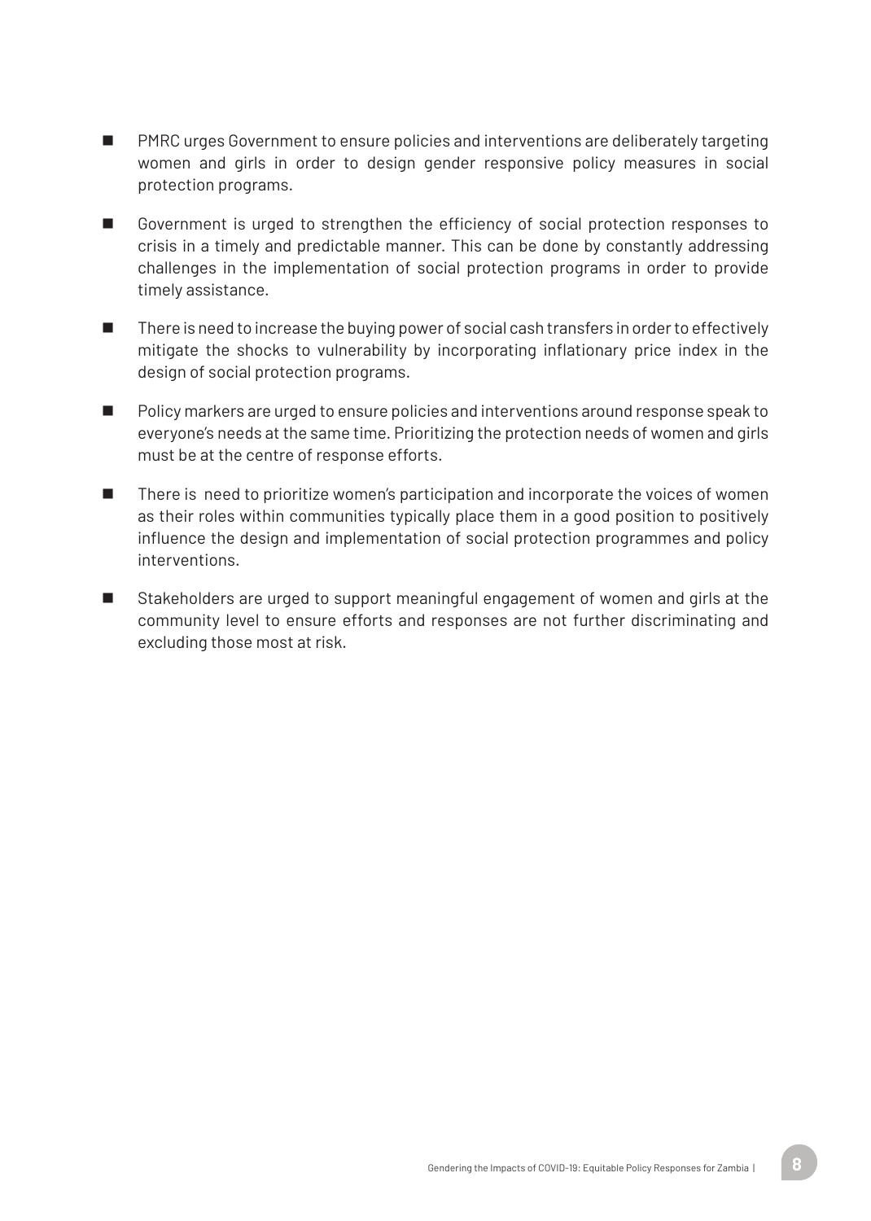- PMRC urges Government to ensure policies and interventions are deliberately targeting women and girls in order to design gender responsive policy measures in social protection programs.
- Government is urged to strengthen the efficiency of social protection responses to crisis in a timely and predictable manner. This can be done by constantly addressing challenges in the implementation of social protection programs in order to provide timely assistance.
- There is need to increase the buying power of social cash transfers in order to effectively mitigate the shocks to vulnerability by incorporating inflationary price index in the design of social protection programs.
- Policy markers are urged to ensure policies and interventions around response speak to everyone's needs at the same time. Prioritizing the protection needs of women and girls must be at the centre of response efforts.
- There is need to prioritize women's participation and incorporate the voices of women as their roles within communities typically place them in a good position to positively influence the design and implementation of social protection programmes and policy interventions.
- Stakeholders are urged to support meaningful engagement of women and girls at the community level to ensure efforts and responses are not further discriminating and excluding those most at risk.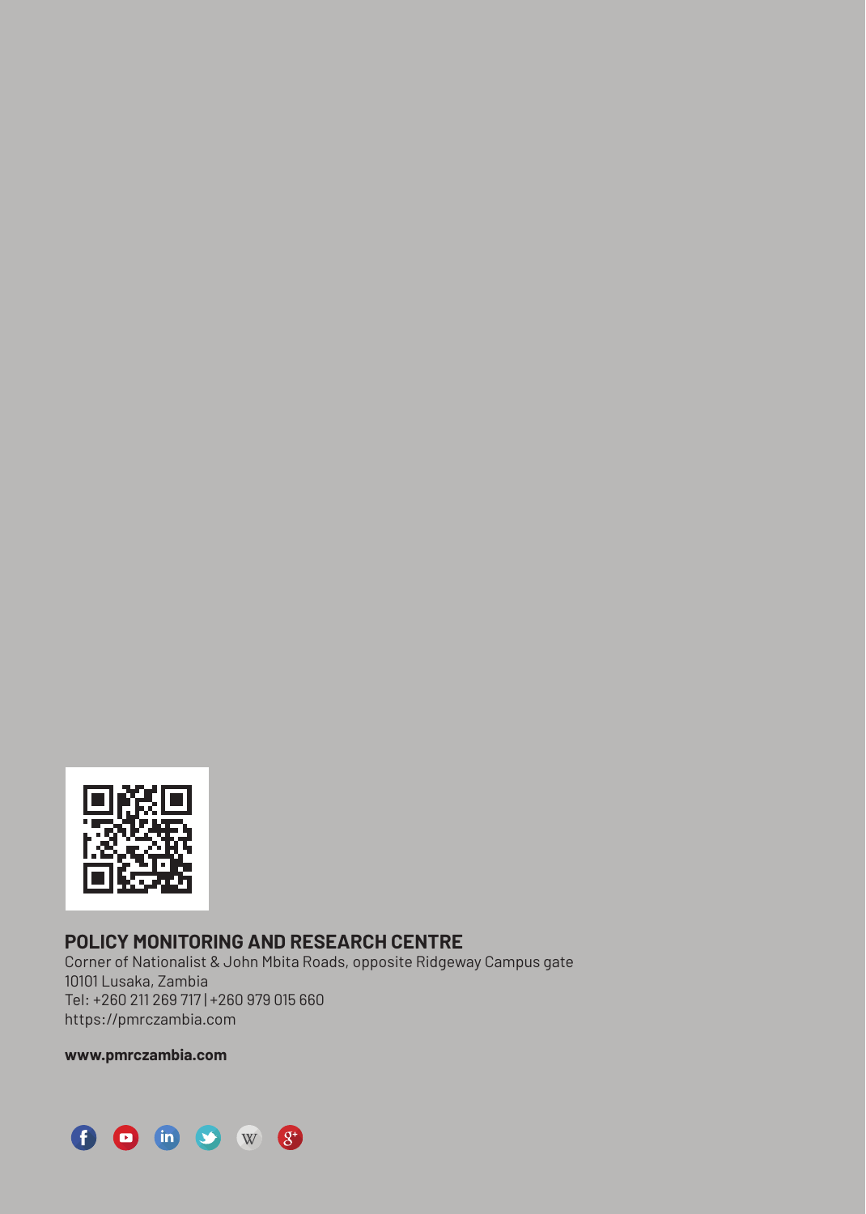**POLICY MONITORING AND RESEARCH CENTRE**

Corner of Nationalist & John Mbita Roads, opposite Ridgeway Campus gate
10101 Lusaka, Zambia
Tel: +260 211 269 717 | +260 979 015 660
https://pmrczambia.com

**www.pmrczambia.com**